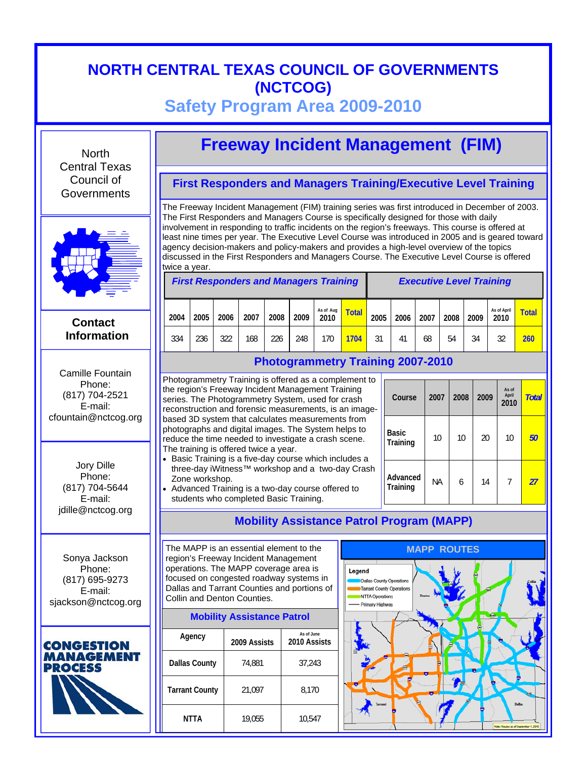# NORTH CENTRAL TEXAS COUNCIL OF GOVERNMENTS (NCTCOG)

## Safety Program Area 2009-2010

North Central Texas Council of Governments

**Contact Information**

Camille Fountain
Phone:
(817) 704-2521
E-mail:
cfountain@nctcog.org

Jory Dille
Phone:
(817) 704-5644
E-mail:
jdille@nctcog.org

Sonya Jackson
Phone:
(817) 695-9273
E-mail:
sjackson@nctcog.org

CONGESTION MANAGEMENT PROCESS

## Freeway Incident Management (FIM)

### First Responders and Managers Training/Executive Level Training

The Freeway Incident Management (FIM) training series was first introduced in December of 2003. The First Responders and Managers Course is specifically designed for those with daily involvement in responding to traffic incidents on the region's freeways. This course is offered at least nine times per year. The Executive Level Course was introduced in 2005 and is geared toward agency decision-makers and policy-makers and provides a high-level overview of the topics discussed in the First Responders and Managers Course. The Executive Level Course is offered twice a year.

| *First Responders and Managers Training* | | | | | | | | *Executive Level Training* | | | | | | |
|---|---|---|---|---|---|---|---|---|---|---|---|---|---|---|
| 2004 | 2005 | 2006 | 2007 | 2008 | 2009 | As of Aug 2010 | Total | 2005 | 2006 | 2007 | 2008 | 2009 | As of April 2010 | Total |
| 334 | 236 | 322 | 168 | 226 | 248 | 170 | 1704 | 31 | 41 | 68 | 54 | 34 | 32 | 260 |

### Photogrammetry Training 2007-2010

Photogrammetry Training is offered as a complement to the region's Freeway Incident Management Training series. The Photogrammetry System, used for crash reconstruction and forensic measurements, is an image-based 3D system that calculates measurements from photographs and digital images. The System helps to reduce the time needed to investigate a crash scene. The training is offered twice a year.

- Basic Training is a five-day course which includes a three-day iWitness™ workshop and a two-day Crash Zone workshop.
- Advanced Training is a two-day course offered to students who completed Basic Training.

| Course | 2007 | 2008 | 2009 | As of April 2010 | *Total* |
|---|---|---|---|---|---|
| Basic Training | 10 | 10 | 20 | 10 | *50* |
| Advanced Training | NA | 6 | 14 | 7 | *27* |

### Mobility Assistance Patrol Program (MAPP)

The MAPP is an essential element to the region's Freeway Incident Management operations. The MAPP coverage area is focused on congested roadway systems in Dallas and Tarrant Counties and portions of Collin and Denton Counties.

**Mobility Assistance Patrol**

| Agency | 2009 Assists | As of June 2010 Assists |
|---|---|---|
| Dallas County | 74,881 | 37,243 |
| Tarrant County | 21,097 | 8,170 |
| NTTA | 19,055 | 10,547 |

**MAPP ROUTES**

Legend: Dallas County Operations; Tarrant County Operations; NTTA Operations; Primary Highway

Note: Routes as of September 1, 2010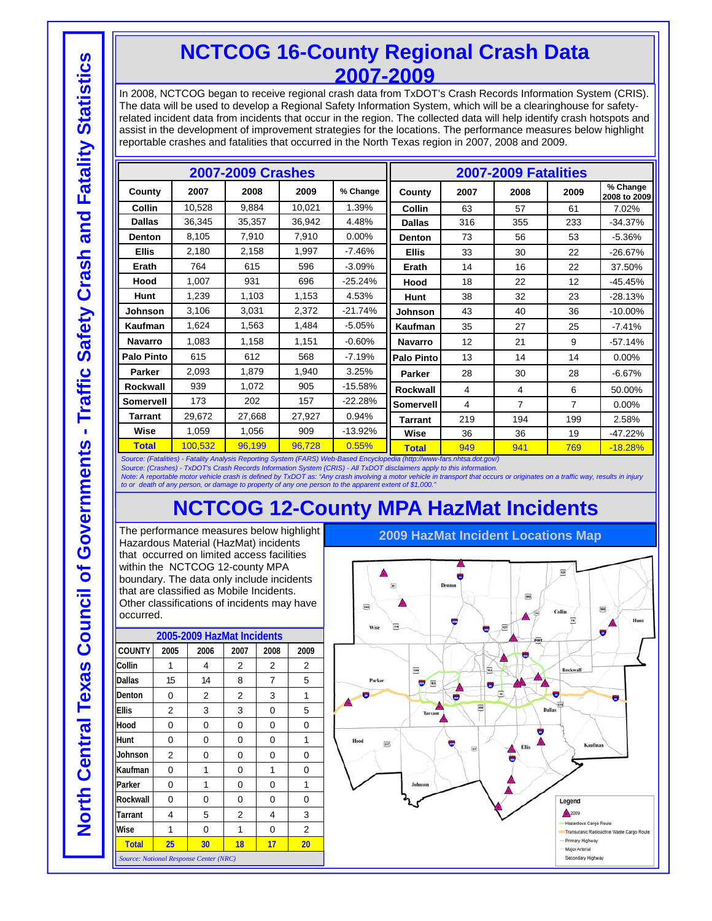North Central Texas Council of Governments - Traffic Safety Crash and Fatality Statistics

# NCTCOG 16-County Regional Crash Data 2007-2009

In 2008, NCTCOG began to receive regional crash data from TxDOT's Crash Records Information System (CRIS). The data will be used to develop a Regional Safety Information System, which will be a clearinghouse for safety-related incident data from incidents that occur in the region. The collected data will help identify crash hotspots and assist in the development of improvement strategies for the locations. The performance measures below highlight reportable crashes and fatalities that occurred in the North Texas region in 2007, 2008 and 2009.

## 2007-2009 Crashes

| County | 2007 | 2008 | 2009 | % Change |
|---|---|---|---|---|
| Collin | 10,528 | 9,884 | 10,021 | 1.39% |
| Dallas | 36,345 | 35,357 | 36,942 | 4.48% |
| Denton | 8,105 | 7,910 | 7,910 | 0.00% |
| Ellis | 2,180 | 2,158 | 1,997 | -7.46% |
| Erath | 764 | 615 | 596 | -3.09% |
| Hood | 1,007 | 931 | 696 | -25.24% |
| Hunt | 1,239 | 1,103 | 1,153 | 4.53% |
| Johnson | 3,106 | 3,031 | 2,372 | -21.74% |
| Kaufman | 1,624 | 1,563 | 1,484 | -5.05% |
| Navarro | 1,083 | 1,158 | 1,151 | -0.60% |
| Palo Pinto | 615 | 612 | 568 | -7.19% |
| Parker | 2,093 | 1,879 | 1,940 | 3.25% |
| Rockwall | 939 | 1,072 | 905 | -15.58% |
| Somervell | 173 | 202 | 157 | -22.28% |
| Tarrant | 29,672 | 27,668 | 27,927 | 0.94% |
| Wise | 1,059 | 1,056 | 909 | -13.92% |
| **Total** | 100,532 | 96,199 | 96,728 | 0.55% |

## 2007-2009 Fatalities

| County | 2007 | 2008 | 2009 | % Change 2008 to 2009 |
|---|---|---|---|---|
| Collin | 63 | 57 | 61 | 7.02% |
| Dallas | 316 | 355 | 233 | -34.37% |
| Denton | 73 | 56 | 53 | -5.36% |
| Ellis | 33 | 30 | 22 | -26.67% |
| Erath | 14 | 16 | 22 | 37.50% |
| Hood | 18 | 22 | 12 | -45.45% |
| Hunt | 38 | 32 | 23 | -28.13% |
| Johnson | 43 | 40 | 36 | -10.00% |
| Kaufman | 35 | 27 | 25 | -7.41% |
| Navarro | 12 | 21 | 9 | -57.14% |
| Palo Pinto | 13 | 14 | 14 | 0.00% |
| Parker | 28 | 30 | 28 | -6.67% |
| Rockwall | 4 | 4 | 6 | 50.00% |
| Somervell | 4 | 7 | 7 | 0.00% |
| Tarrant | 219 | 194 | 199 | 2.58% |
| Wise | 36 | 36 | 19 | -47.22% |
| **Total** | 949 | 941 | 769 | -18.28% |

*Source: (Fatalities) - Fatality Analysis Reporting System (FARS) Web-Based Encyclopedia (http://www-fars.nhtsa.dot.gov/)*
*Source: (Crashes) - TxDOT's Crash Records Information System (CRIS) - All TxDOT disclaimers apply to this information.*
*Note: A reportable motor vehicle crash is defined by TxDOT as: "Any crash involving a motor vehicle in transport that occurs or originates on a traffic way, results in injury to or death of any person, or damage to property of any one person to the apparent extent of $1,000."*

# NCTCOG 12-County MPA HazMat Incidents

The performance measures below highlight Hazardous Material (HazMat) incidents that occurred on limited access facilities within the NCTCOG 12-county MPA boundary. The data only include incidents that are classified as Mobile Incidents. Other classifications of incidents may have occurred.

## 2005-2009 HazMat Incidents

| COUNTY | 2005 | 2006 | 2007 | 2008 | 2009 |
|---|---|---|---|---|---|
| Collin | 1 | 4 | 2 | 2 | 2 |
| Dallas | 15 | 14 | 8 | 7 | 5 |
| Denton | 0 | 2 | 2 | 3 | 1 |
| Ellis | 2 | 3 | 3 | 0 | 5 |
| Hood | 0 | 0 | 0 | 0 | 0 |
| Hunt | 0 | 0 | 0 | 0 | 1 |
| Johnson | 2 | 0 | 0 | 0 | 0 |
| Kaufman | 0 | 1 | 0 | 1 | 0 |
| Parker | 0 | 1 | 0 | 0 | 1 |
| Rockwall | 0 | 0 | 0 | 0 | 0 |
| Tarrant | 4 | 5 | 2 | 4 | 3 |
| Wise | 1 | 0 | 1 | 0 | 2 |
| **Total** | **25** | **30** | **18** | **17** | **20** |

*Source: National Response Center (NRC)*

## 2009 HazMat Incident Locations Map

Legend: 2009; Hazardous Cargo Route; Transuranic Radioactive Waste Cargo Route; Primary Highway; Major Arterial; Secondary Highway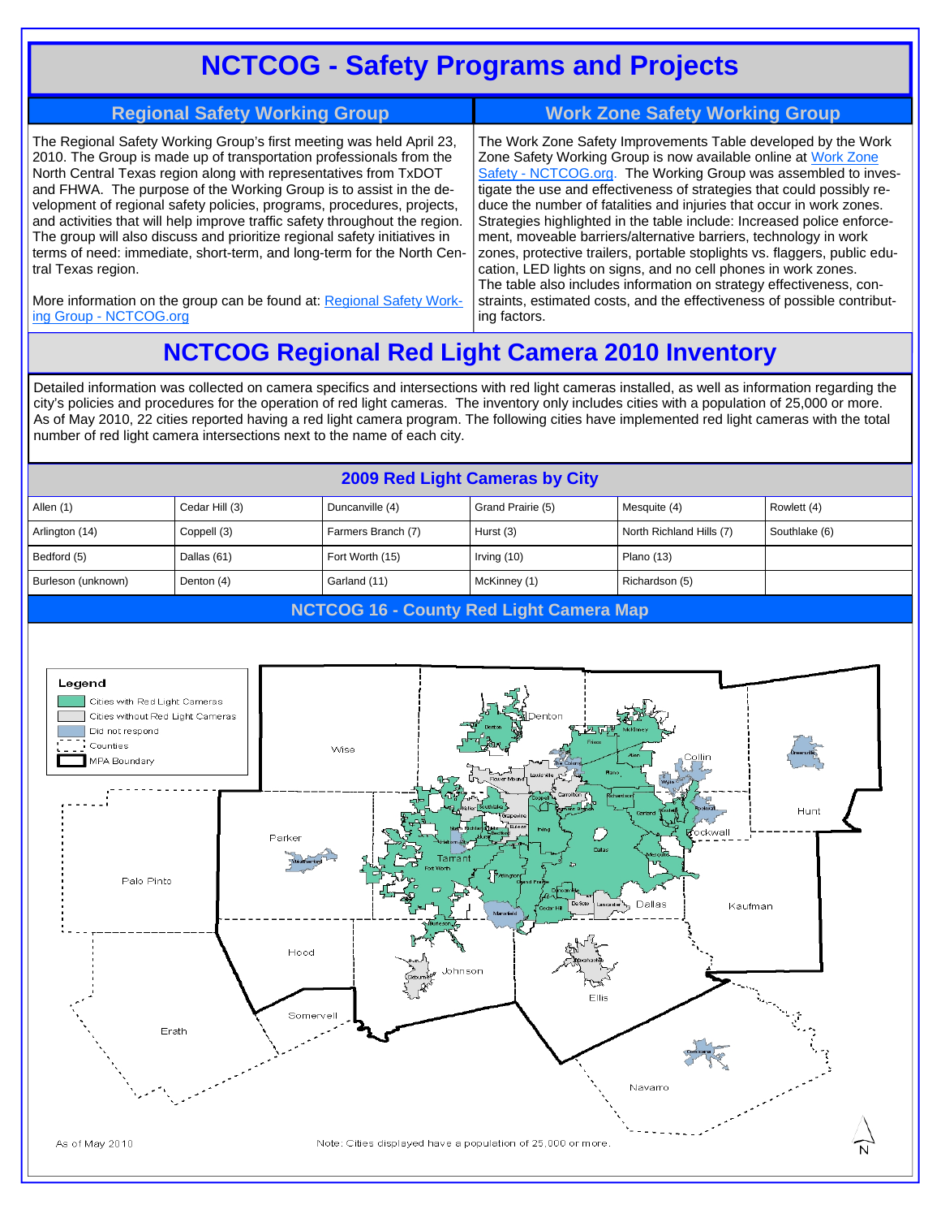# NCTCOG - Safety Programs and Projects

## Regional Safety Working Group

The Regional Safety Working Group's first meeting was held April 23, 2010. The Group is made up of transportation professionals from the North Central Texas region along with representatives from TxDOT and FHWA. The purpose of the Working Group is to assist in the development of regional safety policies, programs, procedures, projects, and activities that will help improve traffic safety throughout the region. The group will also discuss and prioritize regional safety initiatives in terms of need: immediate, short-term, and long-term for the North Central Texas region.

More information on the group can be found at: Regional Safety Working Group - NCTCOG.org

## Work Zone Safety Working Group

The Work Zone Safety Improvements Table developed by the Work Zone Safety Working Group is now available online at Work Zone Safety - NCTCOG.org. The Working Group was assembled to investigate the use and effectiveness of strategies that could possibly reduce the number of fatalities and injuries that occur in work zones. Strategies highlighted in the table include: Increased police enforcement, moveable barriers/alternative barriers, technology in work zones, protective trailers, portable stoplights vs. flaggers, public education, LED lights on signs, and no cell phones in work zones. The table also includes information on strategy effectiveness, constraints, estimated costs, and the effectiveness of possible contributing factors.

# NCTCOG Regional Red Light Camera 2010 Inventory

Detailed information was collected on camera specifics and intersections with red light cameras installed, as well as information regarding the city's policies and procedures for the operation of red light cameras. The inventory only includes cities with a population of 25,000 or more. As of May 2010, 22 cities reported having a red light camera program. The following cities have implemented red light cameras with the total number of red light camera intersections next to the name of each city.

## 2009 Red Light Cameras by City

| | | | | | |
|---|---|---|---|---|---|
| Allen (1) | Cedar Hill (3) | Duncanville (4) | Grand Prairie (5) | Mesquite (4) | Rowlett (4) |
| Arlington (14) | Coppell (3) | Farmers Branch (7) | Hurst (3) | North Richland Hills (7) | Southlake (6) |
| Bedford (5) | Dallas (61) | Fort Worth (15) | Irving (10) | Plano (13) | |
| Burleson (unknown) | Denton (4) | Garland (11) | McKinney (1) | Richardson (5) | |

## NCTCOG 16 - County Red Light Camera Map

Legend
Cities with Red Light Cameras
Cities without Red Light Cameras
Did not respond
Counties
MPA Boundary

Wise
Denton
Collin
Hunt
Parker
Tarrant
Rockwall
Palo Pinto
Dallas
Kaufman
Hood
Johnson
Ellis
Somervell
Erath
Navarro

As of May 2010

Note: Cities displayed have a population of 25,000 or more.

N